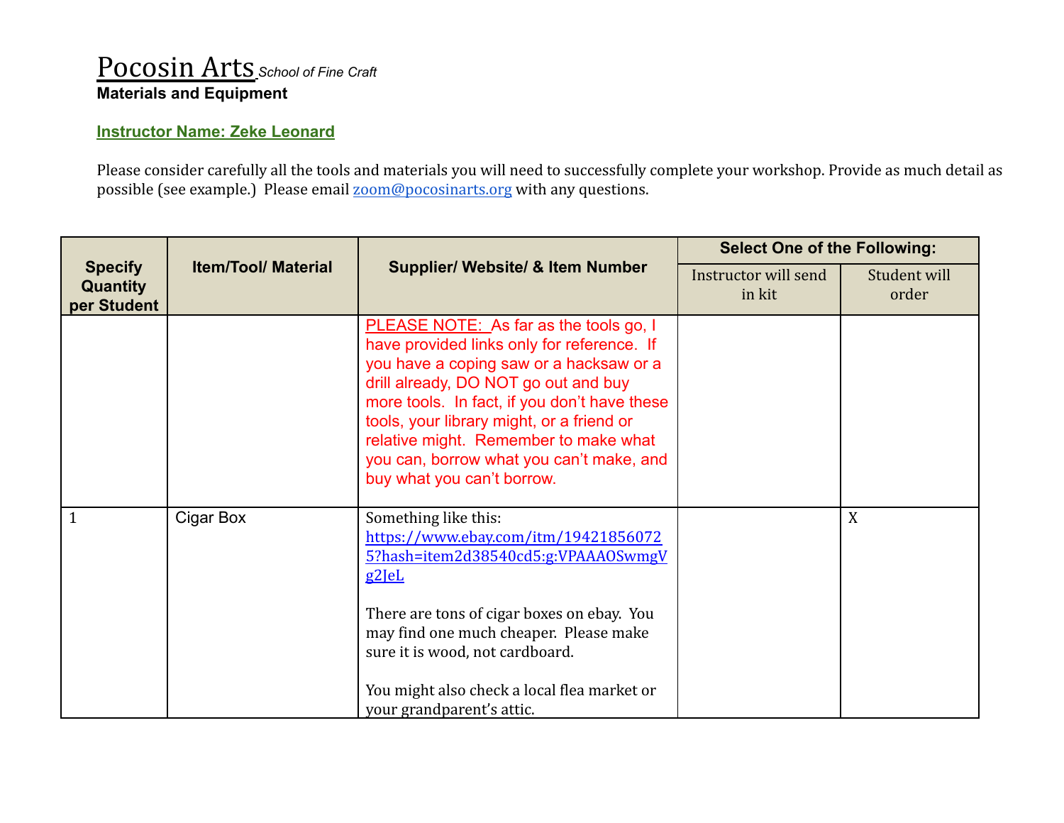# Pocosin Arts *School of Fine Craft*

**Materials and Equipment**

**Instructor Name: Zeke Leonard**

Please consider carefully all the tools and materials you will need to successfully complete your workshop. Provide as much detail as possible (see example.) Please email zoom@pocosinarts.org with any questions.

| Specify Quantity per Student | Item/Tool/ Material | Supplier/ Website/ & Item Number | Select One of the Following: | |
|---|---|---|---|---|
| | | | Instructor will send in kit | Student will order |
| | | PLEASE NOTE: As far as the tools go, I have provided links only for reference. If you have a coping saw or a hacksaw or a drill already, DO NOT go out and buy more tools. In fact, if you don't have these tools, your library might, or a friend or relative might. Remember to make what you can, borrow what you can't make, and buy what you can't borrow. | | |
| 1 | Cigar Box | Something like this: https://www.ebay.com/itm/194218560725?hash=item2d38540cd5:g:VPAAAOSwmgVg2JeL<br><br>There are tons of cigar boxes on ebay. You may find one much cheaper. Please make sure it is wood, not cardboard.<br><br>You might also check a local flea market or your grandparent's attic. | | X |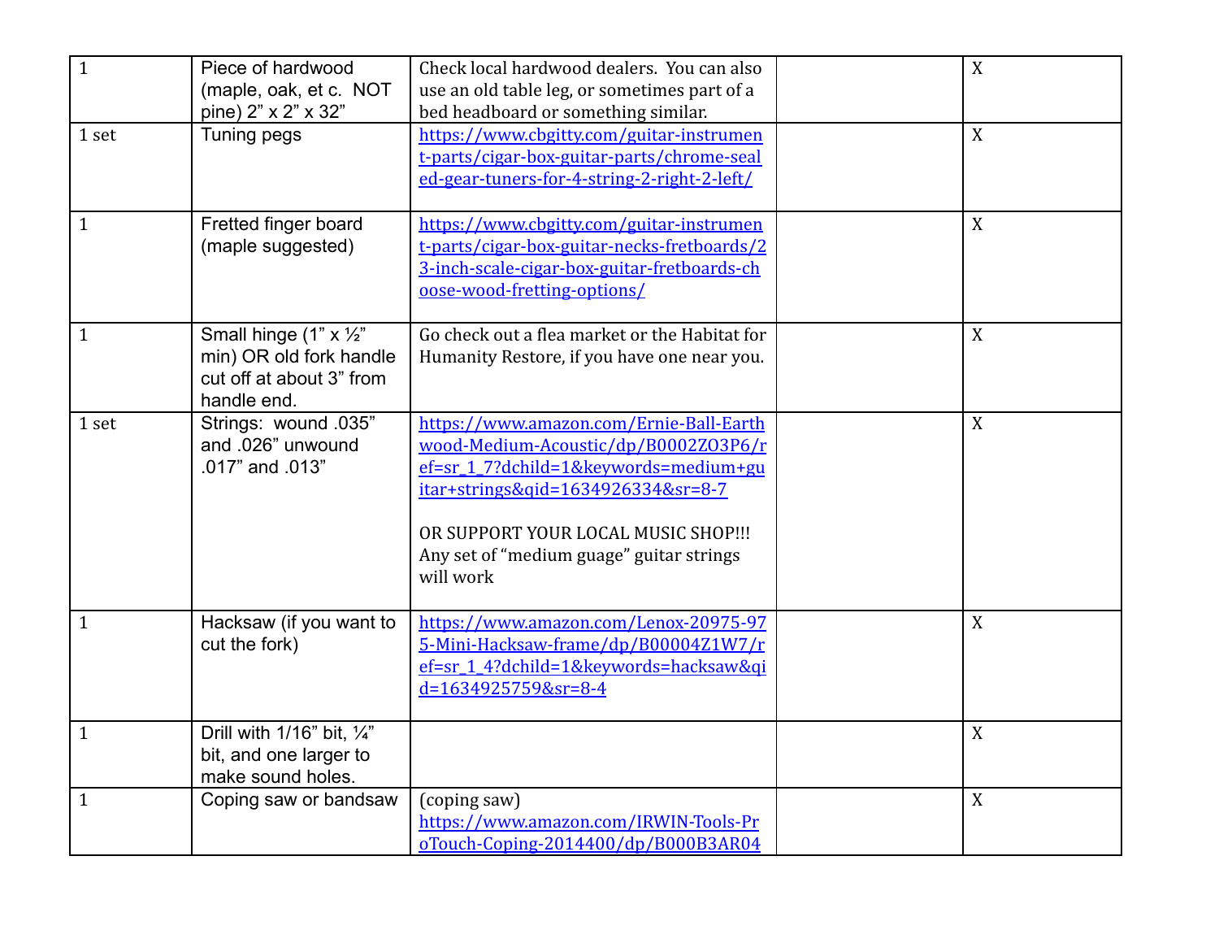|  |  |  |  |  |
|---|---|---|---|---|
| 1 | Piece of hardwood (maple, oak, et c. NOT pine) 2" x 2" x 32" | Check local hardwood dealers. You can also use an old table leg, or sometimes part of a bed headboard or something similar. |  | X |
| 1 set | Tuning pegs | https://www.cbgitty.com/guitar-instrument-parts/cigar-box-guitar-parts/chrome-sealed-gear-tuners-for-4-string-2-right-2-left/ |  | X |
| 1 | Fretted finger board (maple suggested) | https://www.cbgitty.com/guitar-instrument-parts/cigar-box-guitar-necks-fretboards/23-inch-scale-cigar-box-guitar-fretboards-choose-wood-fretting-options/ |  | X |
| 1 | Small hinge (1" x ½" min) OR old fork handle cut off at about 3" from handle end. | Go check out a flea market or the Habitat for Humanity Restore, if you have one near you. |  | X |
| 1 set | Strings: wound .035" and .026" unwound .017" and .013" | https://www.amazon.com/Ernie-Ball-Earthwood-Medium-Acoustic/dp/B0002ZO3P6/ref=sr_1_7?dchild=1&keywords=medium+guitar+strings&qid=1634926334&sr=8-7<br><br>OR SUPPORT YOUR LOCAL MUSIC SHOP!!! Any set of "medium guage" guitar strings will work |  | X |
| 1 | Hacksaw (if you want to cut the fork) | https://www.amazon.com/Lenox-20975-975-Mini-Hacksaw-frame/dp/B00004Z1W7/ref=sr_1_4?dchild=1&keywords=hacksaw&qid=1634925759&sr=8-4 |  | X |
| 1 | Drill with 1/16" bit, ¼" bit, and one larger to make sound holes. |  |  | X |
| 1 | Coping saw or bandsaw | (coping saw) https://www.amazon.com/IRWIN-Tools-ProTouch-Coping-2014400/dp/B000B3AR04 |  | X |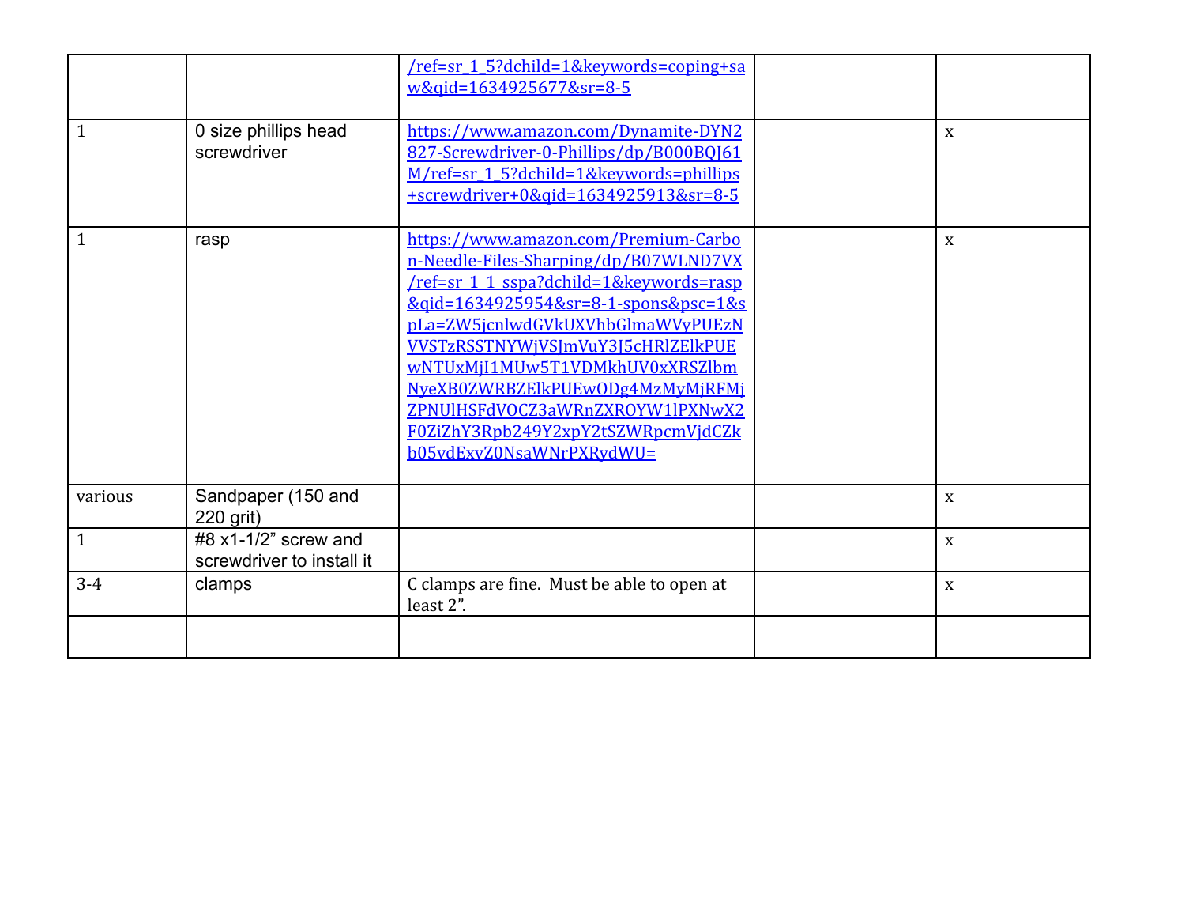| | | | | |
|---|---|---|---|---|
| | | /ref=sr_1_5?dchild=1&keywords=coping+saw&qid=1634925677&sr=8-5 | | |
| 1 | 0 size phillips head screwdriver | https://www.amazon.com/Dynamite-DYN2827-Screwdriver-0-Phillips/dp/B000BQJ61M/ref=sr_1_5?dchild=1&keywords=phillips+screwdriver+0&qid=1634925913&sr=8-5 | | x |
| 1 | rasp | https://www.amazon.com/Premium-Carbon-Needle-Files-Sharping/dp/B07WLND7VX/ref=sr_1_1_sspa?dchild=1&keywords=rasp&qid=1634925954&sr=8-1-spons&psc=1&spLa=ZW5jcnlwdGVkUXVhbGlmaWVyPUEzNVVSTzRSSTNYWjVSJmVuY3J5cHRlZElkPUEwNTUxMjI1MUw5T1VDMkhUV0xXRSZlbmNyeXB0ZWRBZElkPUEwODg4MzMyMjRFMjZPNUlHSFdVOCZ3aWRnZXROYW1lPXNwX2F0ZiZhY3Rpb249Y2xpY2tSZWRpcmVjdCZkb05vdExvZ0NsaWNrPXRydWU= | | x |
| various | Sandpaper (150 and 220 grit) | | | x |
| 1 | #8 x1-1/2" screw and screwdriver to install it | | | x |
| 3-4 | clamps | C clamps are fine. Must be able to open at least 2". | | x |
| | | | | |